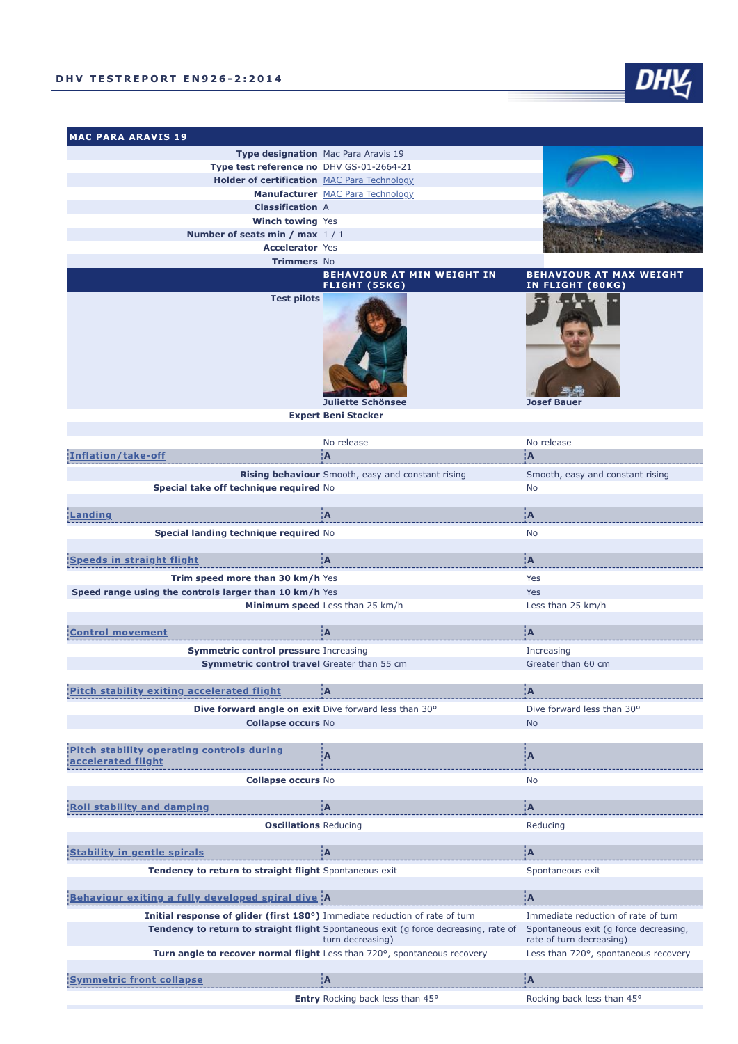## MAC PARA ARAVIS 19

| | |
|---|---|
| **Type designation** | Mac Para Aravis 19 |
| **Type test reference no** | DHV GS-01-2664-21 |
| **Holder of certification** | MAC Para Technology |
| **Manufacturer** | MAC Para Technology |
| **Classification** | A |
| **Winch towing** | Yes |
| **Number of seats min / max** | 1 / 1 |
| **Accelerator** | Yes |
| **Trimmers** | No |

| | BEHAVIOUR AT MIN WEIGHT IN FLIGHT (55KG) | BEHAVIOUR AT MAX WEIGHT IN FLIGHT (80KG) |
|---|---|---|
| **Test pilots** | Juliette Schönsee | Josef Bauer |
| **Expert** | Beni Stocker | |
| | No release | No release |
| **Inflation/take-off** | A | A |
| **Rising behaviour** | Smooth, easy and constant rising | Smooth, easy and constant rising |
| **Special take off technique required** | No | No |
| **Landing** | A | A |
| **Special landing technique required** | No | No |
| **Speeds in straight flight** | A | A |
| **Trim speed more than 30 km/h** | Yes | Yes |
| **Speed range using the controls larger than 10 km/h** | Yes | Yes |
| **Minimum speed** | Less than 25 km/h | Less than 25 km/h |
| **Control movement** | A | A |
| **Symmetric control pressure** | Increasing | Increasing |
| **Symmetric control travel** | Greater than 55 cm | Greater than 60 cm |
| **Pitch stability exiting accelerated flight** | A | A |
| **Dive forward angle on exit** | Dive forward less than 30° | Dive forward less than 30° |
| **Collapse occurs** | No | No |
| **Pitch stability operating controls during accelerated flight** | A | A |
| **Collapse occurs** | No | No |
| **Roll stability and damping** | A | A |
| **Oscillations** | Reducing | Reducing |
| **Stability in gentle spirals** | A | A |
| **Tendency to return to straight flight** | Spontaneous exit | Spontaneous exit |
| **Behaviour exiting a fully developed spiral dive** | A | A |
| **Initial response of glider (first 180°)** | Immediate reduction of rate of turn | Immediate reduction of rate of turn |
| **Tendency to return to straight flight** | Spontaneous exit (g force decreasing, rate of turn decreasing) | Spontaneous exit (g force decreasing, rate of turn decreasing) |
| **Turn angle to recover normal flight** | Less than 720°, spontaneous recovery | Less than 720°, spontaneous recovery |
| **Symmetric front collapse** | A | A |
| **Entry** | Rocking back less than 45° | Rocking back less than 45° |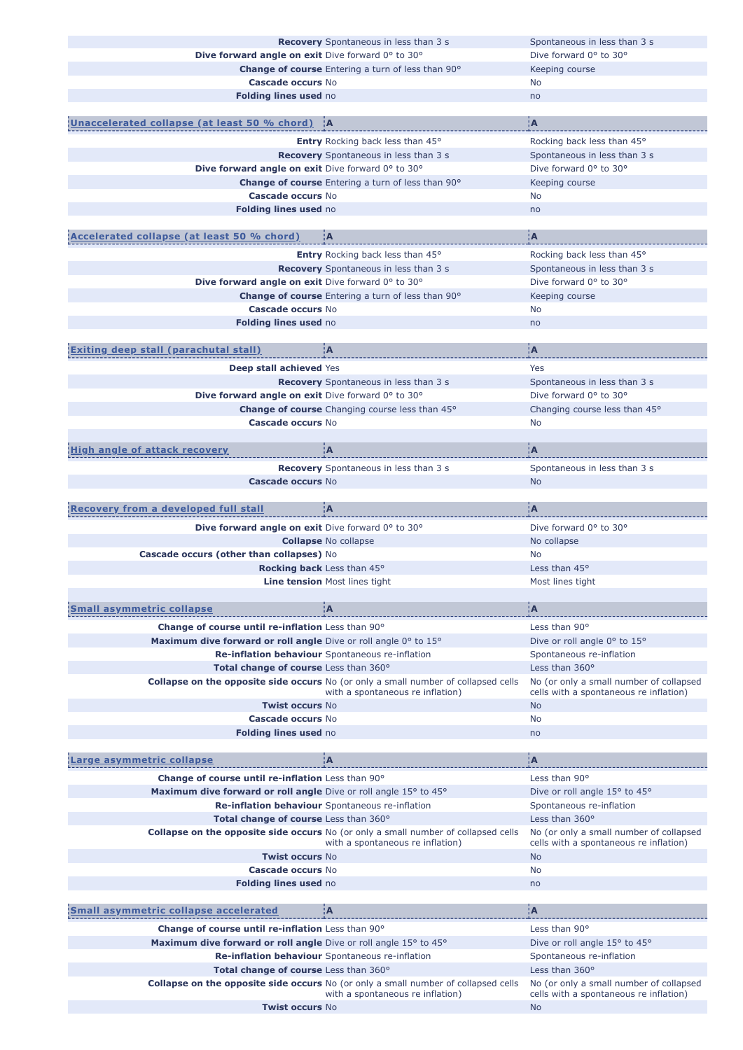| | | |
|---|---|---|
| **Recovery** | Spontaneous in less than 3 s | Spontaneous in less than 3 s |
| **Dive forward angle on exit** | Dive forward 0° to 30° | Dive forward 0° to 30° |
| **Change of course** | Entering a turn of less than 90° | Keeping course |
| **Cascade occurs** | No | No |
| **Folding lines used** | no | no |

| Unaccelerated collapse (at least 50 % chord) | A | A |
|---|---|---|
| **Entry** | Rocking back less than 45° | Rocking back less than 45° |
| **Recovery** | Spontaneous in less than 3 s | Spontaneous in less than 3 s |
| **Dive forward angle on exit** | Dive forward 0° to 30° | Dive forward 0° to 30° |
| **Change of course** | Entering a turn of less than 90° | Keeping course |
| **Cascade occurs** | No | No |
| **Folding lines used** | no | no |

| Accelerated collapse (at least 50 % chord) | A | A |
|---|---|---|
| **Entry** | Rocking back less than 45° | Rocking back less than 45° |
| **Recovery** | Spontaneous in less than 3 s | Spontaneous in less than 3 s |
| **Dive forward angle on exit** | Dive forward 0° to 30° | Dive forward 0° to 30° |
| **Change of course** | Entering a turn of less than 90° | Keeping course |
| **Cascade occurs** | No | No |
| **Folding lines used** | no | no |

| Exiting deep stall (parachutal stall) | A | A |
|---|---|---|
| **Deep stall achieved** | Yes | Yes |
| **Recovery** | Spontaneous in less than 3 s | Spontaneous in less than 3 s |
| **Dive forward angle on exit** | Dive forward 0° to 30° | Dive forward 0° to 30° |
| **Change of course** | Changing course less than 45° | Changing course less than 45° |
| **Cascade occurs** | No | No |

| High angle of attack recovery | A | A |
|---|---|---|
| **Recovery** | Spontaneous in less than 3 s | Spontaneous in less than 3 s |
| **Cascade occurs** | No | No |

| Recovery from a developed full stall | A | A |
|---|---|---|
| **Dive forward angle on exit** | Dive forward 0° to 30° | Dive forward 0° to 30° |
| **Collapse** | No collapse | No collapse |
| **Cascade occurs (other than collapses)** | No | No |
| **Rocking back** | Less than 45° | Less than 45° |
| **Line tension** | Most lines tight | Most lines tight |

| Small asymmetric collapse | A | A |
|---|---|---|
| **Change of course until re-inflation** | Less than 90° | Less than 90° |
| **Maximum dive forward or roll angle** | Dive or roll angle 0° to 15° | Dive or roll angle 0° to 15° |
| **Re-inflation behaviour** | Spontaneous re-inflation | Spontaneous re-inflation |
| **Total change of course** | Less than 360° | Less than 360° |
| **Collapse on the opposite side occurs** | No (or only a small number of collapsed cells with a spontaneous re inflation) | No (or only a small number of collapsed cells with a spontaneous re inflation) |
| **Twist occurs** | No | No |
| **Cascade occurs** | No | No |
| **Folding lines used** | no | no |

| Large asymmetric collapse | A | A |
|---|---|---|
| **Change of course until re-inflation** | Less than 90° | Less than 90° |
| **Maximum dive forward or roll angle** | Dive or roll angle 15° to 45° | Dive or roll angle 15° to 45° |
| **Re-inflation behaviour** | Spontaneous re-inflation | Spontaneous re-inflation |
| **Total change of course** | Less than 360° | Less than 360° |
| **Collapse on the opposite side occurs** | No (or only a small number of collapsed cells with a spontaneous re inflation) | No (or only a small number of collapsed cells with a spontaneous re inflation) |
| **Twist occurs** | No | No |
| **Cascade occurs** | No | No |
| **Folding lines used** | no | no |

| Small asymmetric collapse accelerated | A | A |
|---|---|---|
| **Change of course until re-inflation** | Less than 90° | Less than 90° |
| **Maximum dive forward or roll angle** | Dive or roll angle 15° to 45° | Dive or roll angle 15° to 45° |
| **Re-inflation behaviour** | Spontaneous re-inflation | Spontaneous re-inflation |
| **Total change of course** | Less than 360° | Less than 360° |
| **Collapse on the opposite side occurs** | No (or only a small number of collapsed cells with a spontaneous re inflation) | No (or only a small number of collapsed cells with a spontaneous re inflation) |
| **Twist occurs** | No | No |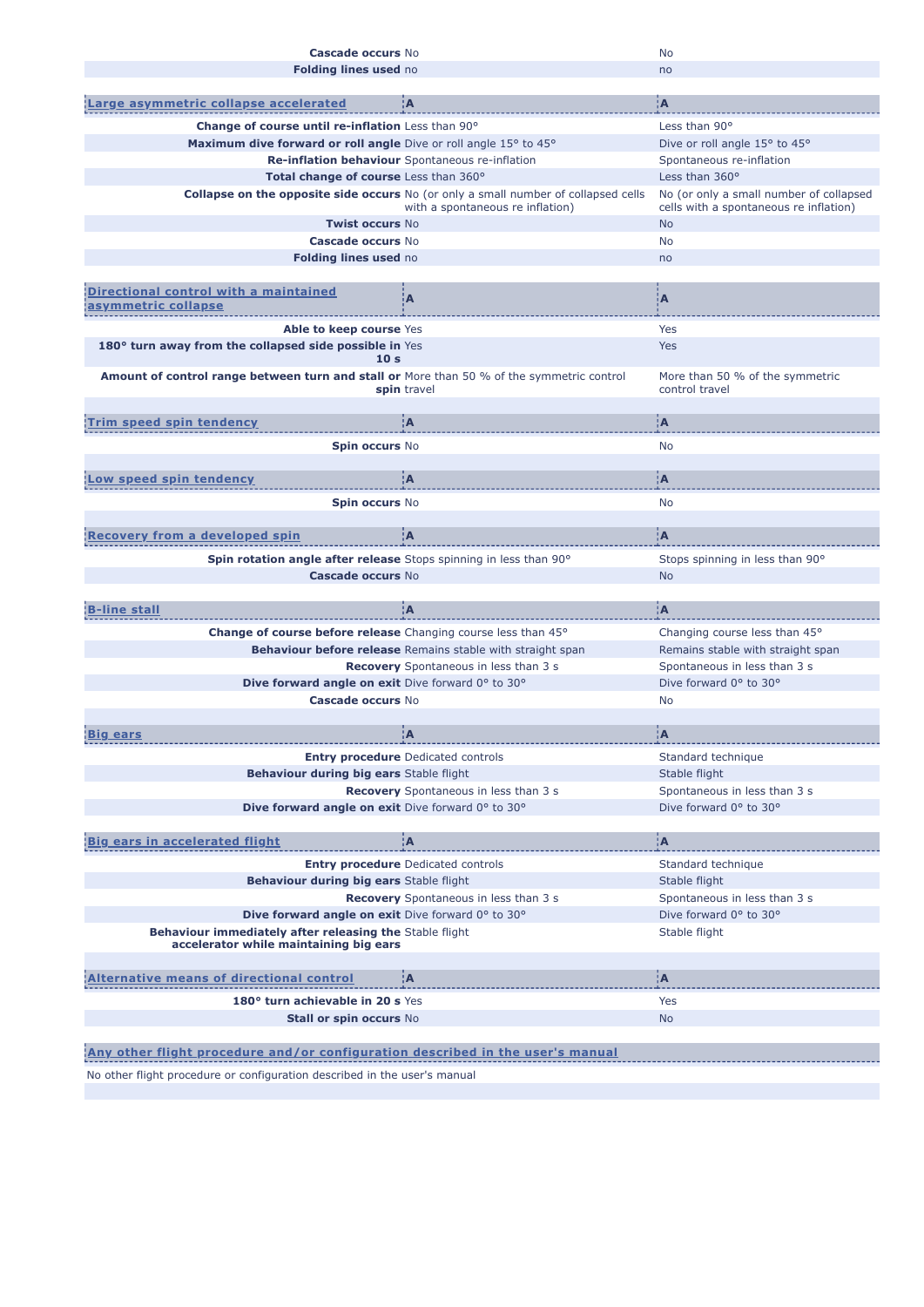| | | |
|---|---|---|
| **Cascade occurs** | No | No |
| **Folding lines used** | no | no |

| Large asymmetric collapse accelerated | A | A |
|---|---|---|
| **Change of course until re-inflation** | Less than 90° | Less than 90° |
| **Maximum dive forward or roll angle** | Dive or roll angle 15° to 45° | Dive or roll angle 15° to 45° |
| **Re-inflation behaviour** | Spontaneous re-inflation | Spontaneous re-inflation |
| **Total change of course** | Less than 360° | Less than 360° |
| **Collapse on the opposite side occurs** | No (or only a small number of collapsed cells with a spontaneous re inflation) | No (or only a small number of collapsed cells with a spontaneous re inflation) |
| **Twist occurs** | No | No |
| **Cascade occurs** | No | No |
| **Folding lines used** | no | no |

| Directional control with a maintained asymmetric collapse | A | A |
|---|---|---|
| **Able to keep course** | Yes | Yes |
| **180° turn away from the collapsed side possible in 10 s** | Yes | Yes |
| **Amount of control range between turn and stall or spin** | More than 50 % of the symmetric control travel | More than 50 % of the symmetric control travel |

| Trim speed spin tendency | A | A |
|---|---|---|
| **Spin occurs** | No | No |

| Low speed spin tendency | A | A |
|---|---|---|
| **Spin occurs** | No | No |

| Recovery from a developed spin | A | A |
|---|---|---|
| **Spin rotation angle after release** | Stops spinning in less than 90° | Stops spinning in less than 90° |
| **Cascade occurs** | No | No |

| B-line stall | A | A |
|---|---|---|
| **Change of course before release** | Changing course less than 45° | Changing course less than 45° |
| **Behaviour before release** | Remains stable with straight span | Remains stable with straight span |
| **Recovery** | Spontaneous in less than 3 s | Spontaneous in less than 3 s |
| **Dive forward angle on exit** | Dive forward 0° to 30° | Dive forward 0° to 30° |
| **Cascade occurs** | No | No |

| Big ears | A | A |
|---|---|---|
| **Entry procedure** | Dedicated controls | Standard technique |
| **Behaviour during big ears** | Stable flight | Stable flight |
| **Recovery** | Spontaneous in less than 3 s | Spontaneous in less than 3 s |
| **Dive forward angle on exit** | Dive forward 0° to 30° | Dive forward 0° to 30° |

| Big ears in accelerated flight | A | A |
|---|---|---|
| **Entry procedure** | Dedicated controls | Standard technique |
| **Behaviour during big ears** | Stable flight | Stable flight |
| **Recovery** | Spontaneous in less than 3 s | Spontaneous in less than 3 s |
| **Dive forward angle on exit** | Dive forward 0° to 30° | Dive forward 0° to 30° |
| **Behaviour immediately after releasing the accelerator while maintaining big ears** | Stable flight | Stable flight |

| Alternative means of directional control | A | A |
|---|---|---|
| **180° turn achievable in 20 s** | Yes | Yes |
| **Stall or spin occurs** | No | No |

**Any other flight procedure and/or configuration described in the user's manual**

No other flight procedure or configuration described in the user's manual